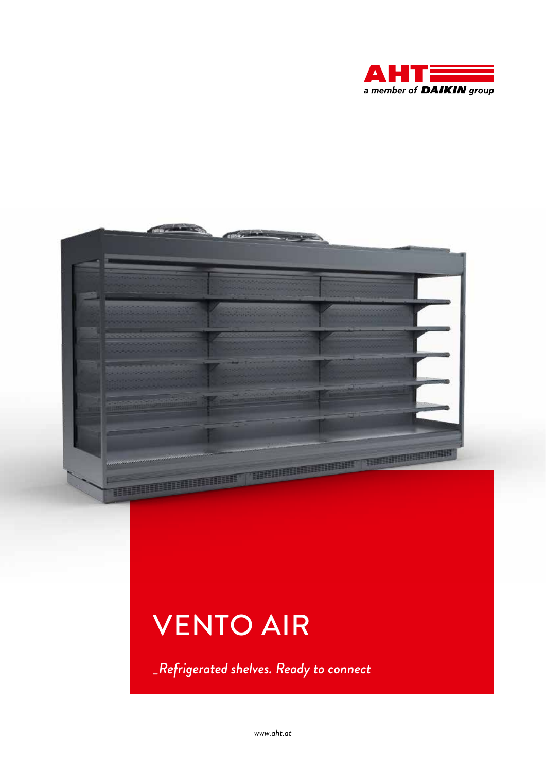AHT
a member of DAIKIN group

# VENTO AIR

_Refrigerated shelves. Ready to connect

www.aht.at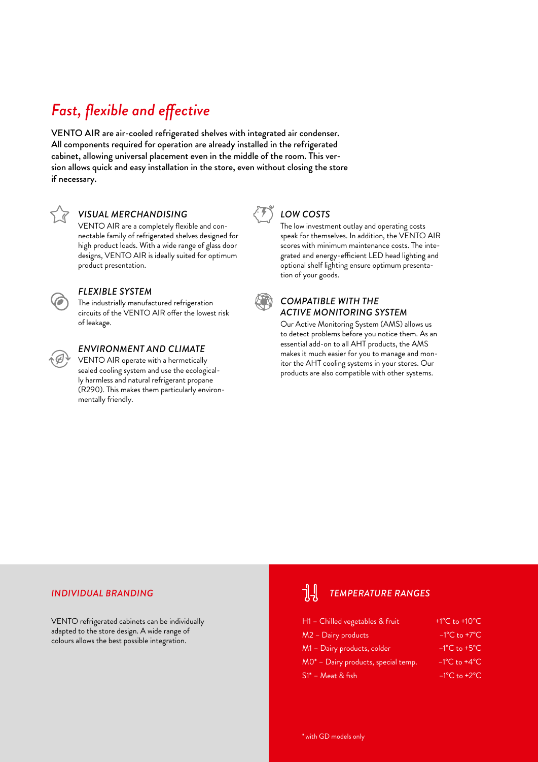# *Fast, flexible and effective*

**VENTO AIR are air-cooled refrigerated shelves with integrated air condenser. All components required for operation are already installed in the refrigerated cabinet, allowing universal placement even in the middle of the room. This version allows quick and easy installation in the store, even without closing the store if necessary.**

### *VISUAL MERCHANDISING*

VENTO AIR are a completely flexible and connectable family of refrigerated shelves designed for high product loads. With a wide range of glass door designs, VENTO AIR is ideally suited for optimum product presentation.

### *FLEXIBLE SYSTEM*

The industrially manufactured refrigeration circuits of the VENTO AIR offer the lowest risk of leakage.

### *ENVIRONMENT AND CLIMATE*

VENTO AIR operate with a hermetically sealed cooling system and use the ecologically harmless and natural refrigerant propane (R290). This makes them particularly environmentally friendly.

### *LOW COSTS*

The low investment outlay and operating costs speak for themselves. In addition, the VENTO AIR scores with minimum maintenance costs. The integrated and energy-efficient LED head lighting and optional shelf lighting ensure optimum presentation of your goods.

### *COMPATIBLE WITH THE ACTIVE MONITORING SYSTEM*

Our Active Monitoring System (AMS) allows us to detect problems before you notice them. As an essential add-on to all AHT products, the AMS makes it much easier for you to manage and monitor the AHT cooling systems in your stores. Our products are also compatible with other systems.

### *INDIVIDUAL BRANDING*

VENTO refrigerated cabinets can be individually adapted to the store design. A wide range of colours allows the best possible integration.

### *TEMPERATURE RANGES*

| | |
|---|---|
| H1 – Chilled vegetables & fruit | +1°C to +10°C |
| M2 – Dairy products | –1°C to +7°C |
| M1 – Dairy products, colder | –1°C to +5°C |
| M0* – Dairy products, special temp. | –1°C to +4°C |
| S1* – Meat & fish | –1°C to +2°C |

* with GD models only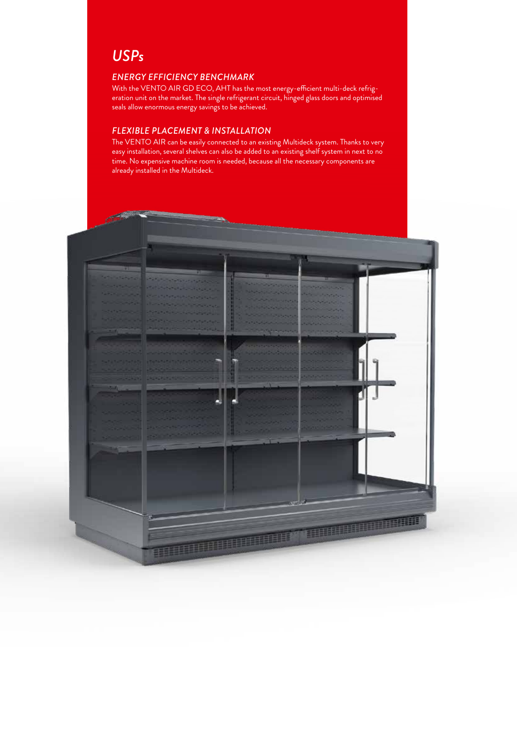# *USPs*

### *ENERGY EFFICIENCY BENCHMARK*

With the VENTO AIR GD ECO, AHT has the most energy-efficient multi-deck refrigeration unit on the market. The single refrigerant circuit, hinged glass doors and optimised seals allow enormous energy savings to be achieved.

### *FLEXIBLE PLACEMENT & INSTALLATION*

The VENTO AIR can be easily connected to an existing Multideck system. Thanks to very easy installation, several shelves can also be added to an existing shelf system in next to no time. No expensive machine room is needed, because all the necessary components are already installed in the Multideck.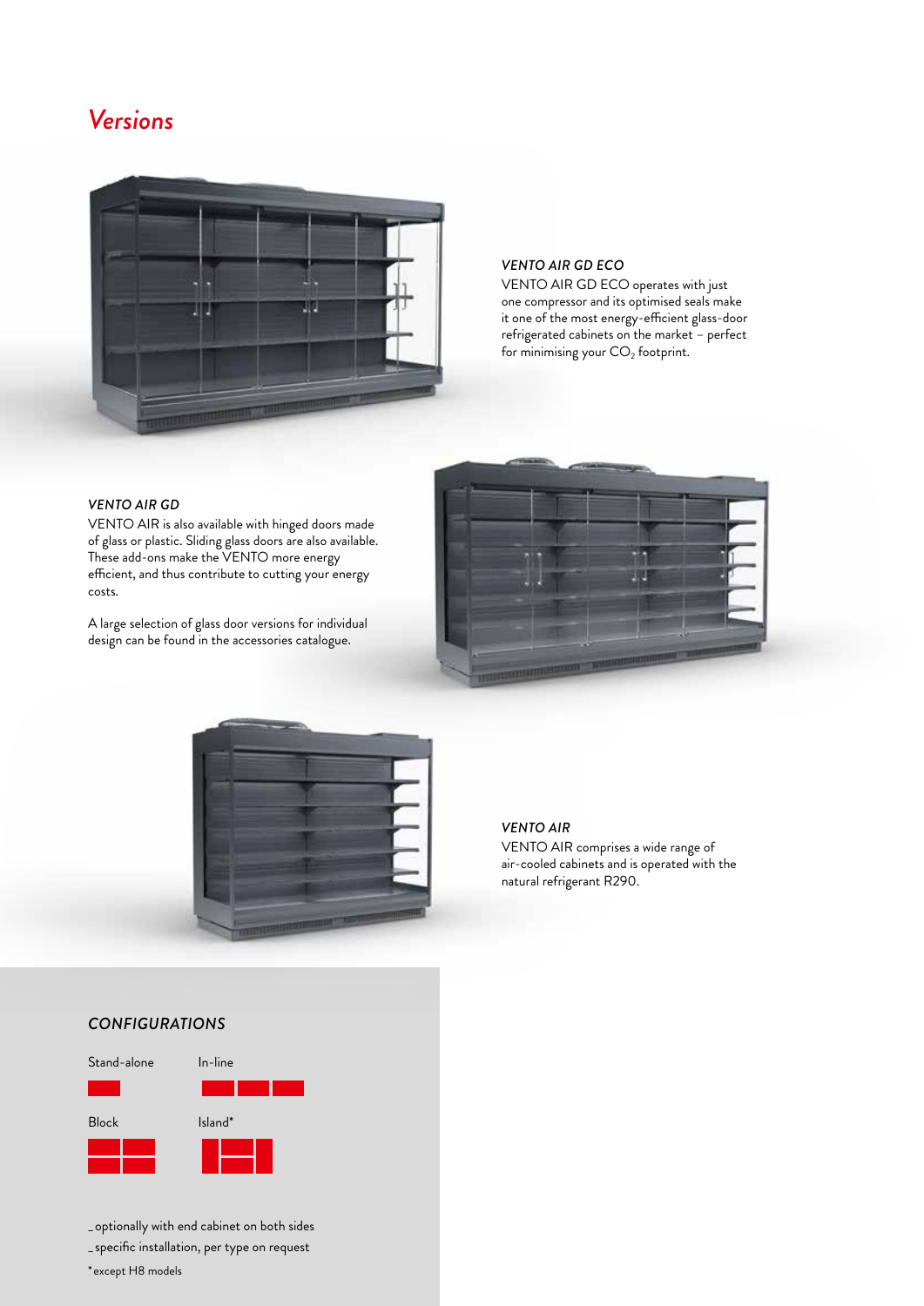# Versions

### *VENTO AIR GD ECO*

VENTO AIR GD ECO operates with just one compressor and its optimised seals make it one of the most energy-efficient glass-door refrigerated cabinets on the market – perfect for minimising your $CO_2$ footprint.

### *VENTO AIR GD*

VENTO AIR is also available with hinged doors made of glass or plastic. Sliding glass doors are also available. These add-ons make the VENTO more energy efficient, and thus contribute to cutting your energy costs.

A large selection of glass door versions for individual design can be found in the accessories catalogue.

### *VENTO AIR*

VENTO AIR comprises a wide range of air-cooled cabinets and is operated with the natural refrigerant R290.

### *CONFIGURATIONS*

Stand-alone

In-line

Block

Island*

_ optionally with end cabinet on both sides
_ specific installation, per type on request
* except H8 models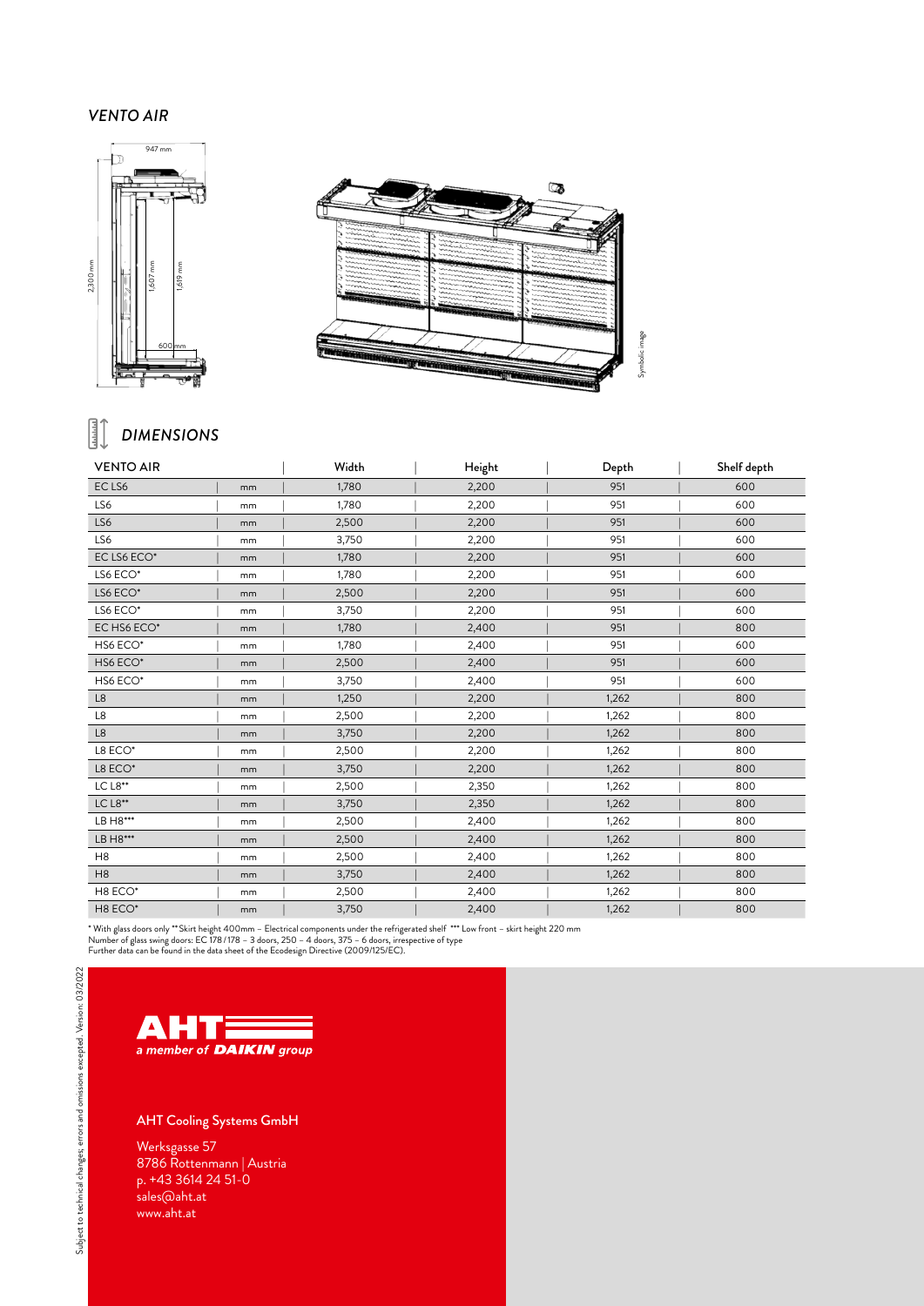*VENTO AIR*

947 mm

2,300 mm

1,607 mm

1,619 mm

600 mm

Symbolic image

## *DIMENSIONS*

| VENTO AIR | | Width | Height | Depth | Shelf depth |
|---|---|---|---|---|---|
| EC LS6 | mm | 1,780 | 2,200 | 951 | 600 |
| LS6 | mm | 1,780 | 2,200 | 951 | 600 |
| LS6 | mm | 2,500 | 2,200 | 951 | 600 |
| LS6 | mm | 3,750 | 2,200 | 951 | 600 |
| EC LS6 ECO* | mm | 1,780 | 2,200 | 951 | 600 |
| LS6 ECO* | mm | 1,780 | 2,200 | 951 | 600 |
| LS6 ECO* | mm | 2,500 | 2,200 | 951 | 600 |
| LS6 ECO* | mm | 3,750 | 2,200 | 951 | 600 |
| EC HS6 ECO* | mm | 1,780 | 2,400 | 951 | 800 |
| HS6 ECO* | mm | 1,780 | 2,400 | 951 | 600 |
| HS6 ECO* | mm | 2,500 | 2,400 | 951 | 600 |
| HS6 ECO* | mm | 3,750 | 2,400 | 951 | 600 |
| L8 | mm | 1,250 | 2,200 | 1,262 | 800 |
| L8 | mm | 2,500 | 2,200 | 1,262 | 800 |
| L8 | mm | 3,750 | 2,200 | 1,262 | 800 |
| L8 ECO* | mm | 2,500 | 2,200 | 1,262 | 800 |
| L8 ECO* | mm | 3,750 | 2,200 | 1,262 | 800 |
| LC L8** | mm | 2,500 | 2,350 | 1,262 | 800 |
| LC L8** | mm | 3,750 | 2,350 | 1,262 | 800 |
| LB H8*** | mm | 2,500 | 2,400 | 1,262 | 800 |
| LB H8*** | mm | 2,500 | 2,400 | 1,262 | 800 |
| H8 | mm | 2,500 | 2,400 | 1,262 | 800 |
| H8 | mm | 3,750 | 2,400 | 1,262 | 800 |
| H8 ECO* | mm | 2,500 | 2,400 | 1,262 | 800 |
| H8 ECO* | mm | 3,750 | 2,400 | 1,262 | 800 |

* With glass doors only ** Skirt height 400mm – Electrical components under the refrigerated shelf *** Low front – skirt height 220 mm
Number of glass swing doors: EC 178 / 178 – 3 doors, 250 – 4 doors, 375 – 6 doors, irrespective of type
Further data can be found in the data sheet of the Ecodesign Directive (2009/125/EC).

AHT
a member of DAIKIN group

AHT Cooling Systems GmbH

Werksgasse 57
8786 Rottenmann | Austria
p. +43 3614 24 51-0
sales@aht.at
www.aht.at

Subject to technical changes; errors and omissions excepted. Version: 03/2022